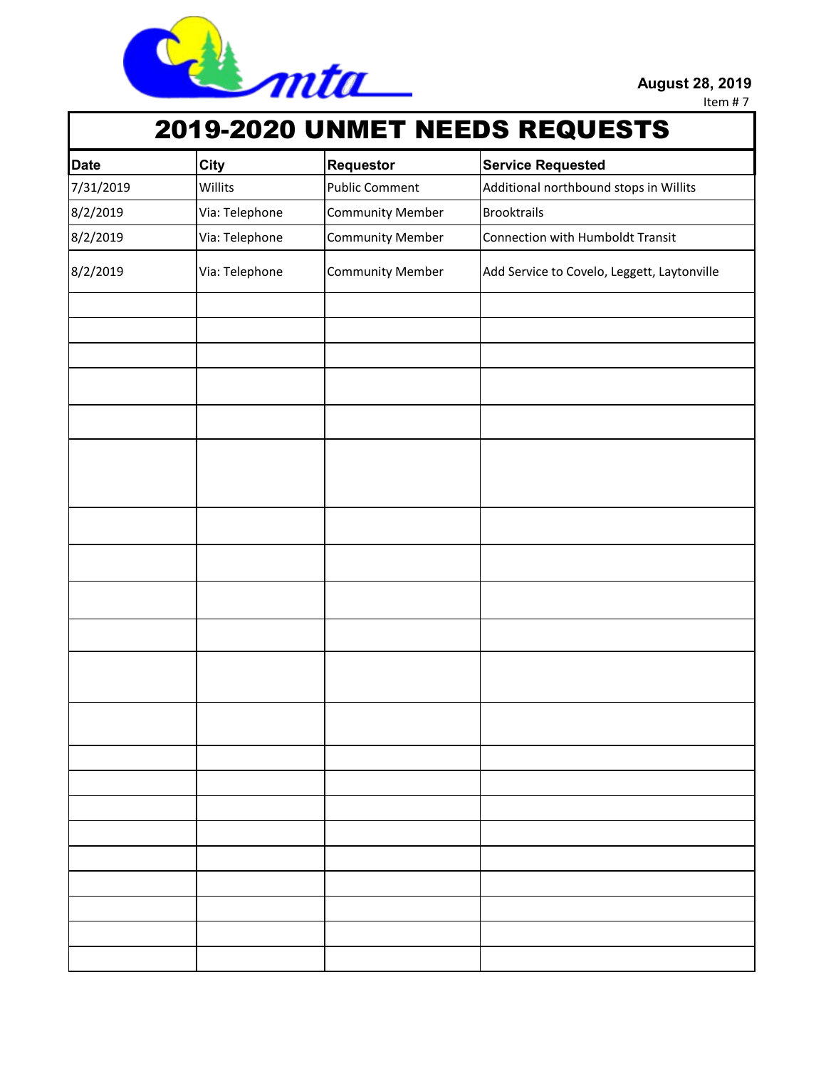mta

August 28, 2019

Item # 7

# 2019-2020 UNMET NEEDS REQUESTS

| Date | City | Requestor | Service Requested |
| --- | --- | --- | --- |
| 7/31/2019 | Willits | Public Comment | Additional northbound stops in Willits |
| 8/2/2019 | Via: Telephone | Community Member | Brooktrails |
| 8/2/2019 | Via: Telephone | Community Member | Connection with Humboldt Transit |
| 8/2/2019 | Via: Telephone | Community Member | Add Service to Covelo, Leggett, Laytonville |
| | | | |
| | | | |
| | | | |
| | | | |
| | | | |
| | | | |
| | | | |
| | | | |
| | | | |
| | | | |
| | | | |
| | | | |
| | | | |
| | | | |
| | | | |
| | | | |
| | | | |
| | | | |
| | | | |
| | | | |
| | | | |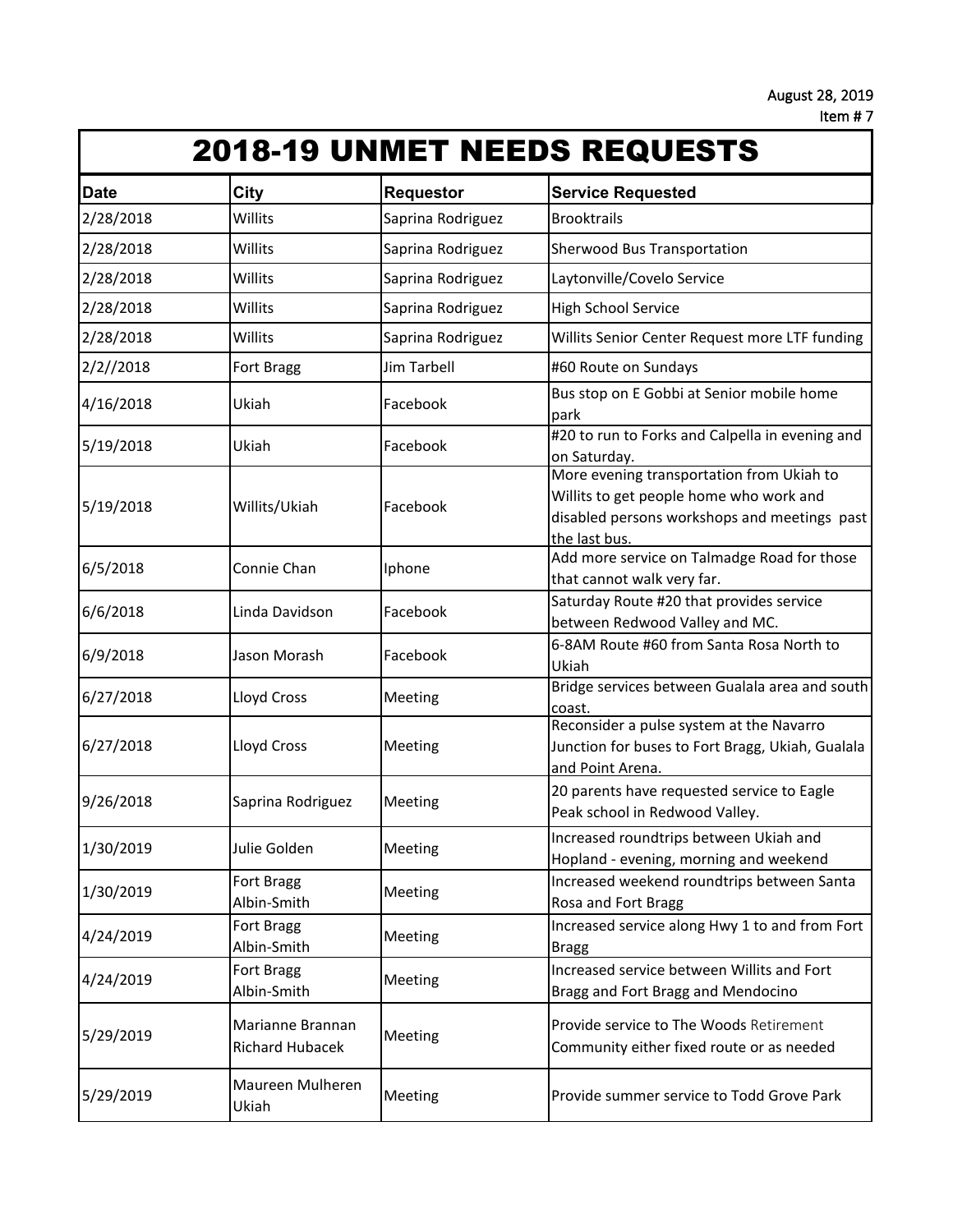August 28, 2019
Item # 7

# 2018-19 UNMET NEEDS REQUESTS

| Date | City | Requestor | Service Requested |
|---|---|---|---|
| 2/28/2018 | Willits | Saprina Rodriguez | Brooktrails |
| 2/28/2018 | Willits | Saprina Rodriguez | Sherwood Bus Transportation |
| 2/28/2018 | Willits | Saprina Rodriguez | Laytonville/Covelo Service |
| 2/28/2018 | Willits | Saprina Rodriguez | High School Service |
| 2/28/2018 | Willits | Saprina Rodriguez | Willits Senior Center Request more LTF funding |
| 2/2//2018 | Fort Bragg | Jim Tarbell | #60 Route on Sundays |
| 4/16/2018 | Ukiah | Facebook | Bus stop on E Gobbi at Senior mobile home park |
| 5/19/2018 | Ukiah | Facebook | #20 to run to Forks and Calpella in evening and on Saturday. |
| 5/19/2018 | Willits/Ukiah | Facebook | More evening transportation from Ukiah to Willits to get people home who work and disabled persons workshops and meetings past the last bus. |
| 6/5/2018 | Connie Chan | Iphone | Add more service on Talmadge Road for those that cannot walk very far. |
| 6/6/2018 | Linda Davidson | Facebook | Saturday Route #20 that provides service between Redwood Valley and MC. |
| 6/9/2018 | Jason Morash | Facebook | 6-8AM Route #60 from Santa Rosa North to Ukiah |
| 6/27/2018 | Lloyd Cross | Meeting | Bridge services between Gualala area and south coast. |
| 6/27/2018 | Lloyd Cross | Meeting | Reconsider a pulse system at the Navarro Junction for buses to Fort Bragg, Ukiah, Gualala and Point Arena. |
| 9/26/2018 | Saprina Rodriguez | Meeting | 20 parents have requested service to Eagle Peak school in Redwood Valley. |
| 1/30/2019 | Julie Golden | Meeting | Increased roundtrips between Ukiah and Hopland - evening, morning and weekend |
| 1/30/2019 | Fort Bragg Albin-Smith | Meeting | Increased weekend roundtrips between Santa Rosa and Fort Bragg |
| 4/24/2019 | Fort Bragg Albin-Smith | Meeting | Increased service along Hwy 1 to and from Fort Bragg |
| 4/24/2019 | Fort Bragg Albin-Smith | Meeting | Increased service between Willits and Fort Bragg and Fort Bragg and Mendocino |
| 5/29/2019 | Marianne Brannan Richard Hubacek | Meeting | Provide service to The Woods Retirement Community either fixed route or as needed |
| 5/29/2019 | Maureen Mulheren Ukiah | Meeting | Provide summer service to Todd Grove Park |